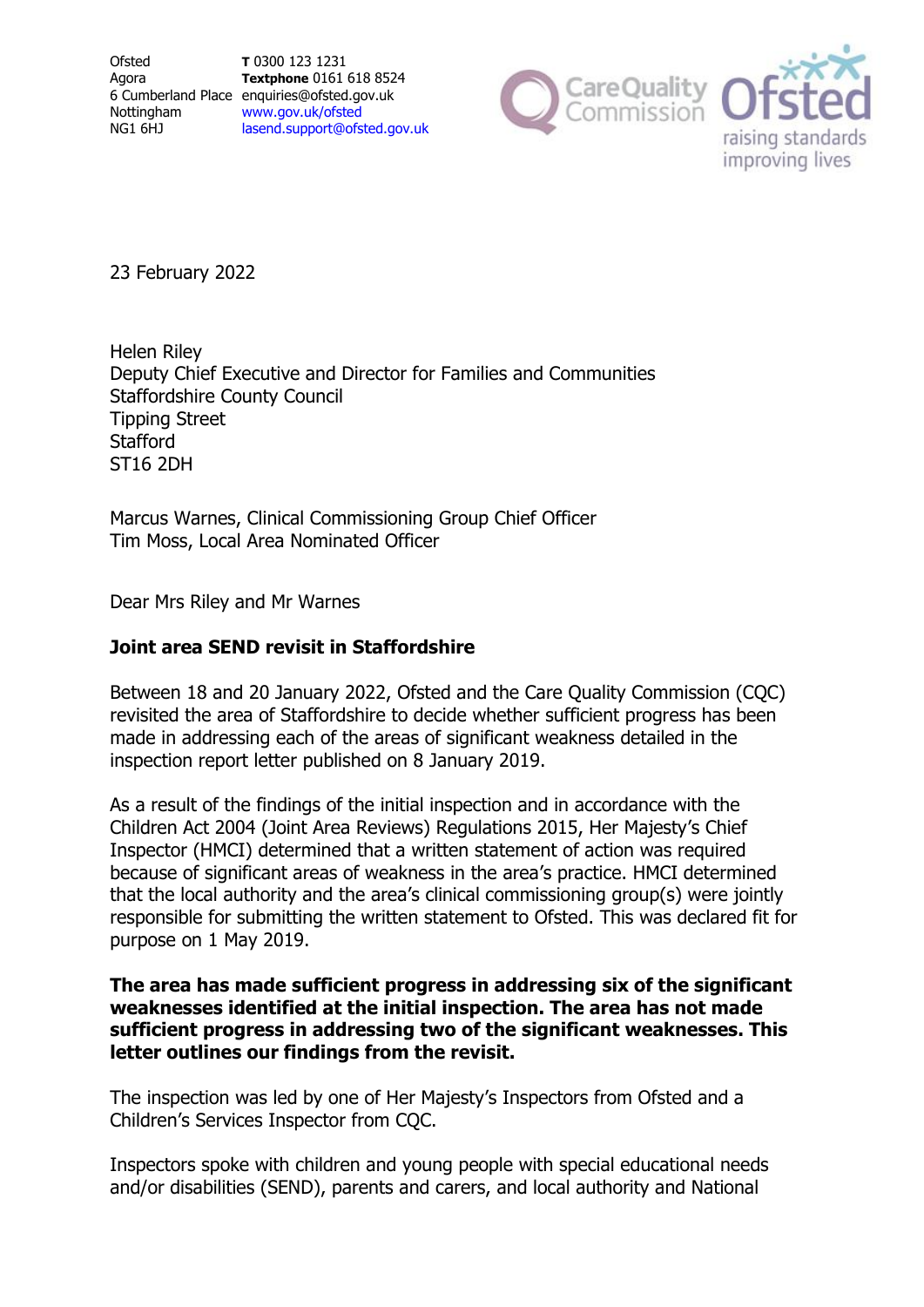Ofsted
Agora
6 Cumberland Place
Nottingham
NG1 6HJ

**T** 0300 123 1231
**Textphone** 0161 618 8524
enquiries@ofsted.gov.uk
www.gov.uk/ofsted
lasend.support@ofsted.gov.uk

23 February 2022

Helen Riley
Deputy Chief Executive and Director for Families and Communities
Staffordshire County Council
Tipping Street
Stafford
ST16 2DH

Marcus Warnes, Clinical Commissioning Group Chief Officer
Tim Moss, Local Area Nominated Officer

Dear Mrs Riley and Mr Warnes

**Joint area SEND revisit in Staffordshire**

Between 18 and 20 January 2022, Ofsted and the Care Quality Commission (CQC) revisited the area of Staffordshire to decide whether sufficient progress has been made in addressing each of the areas of significant weakness detailed in the inspection report letter published on 8 January 2019.

As a result of the findings of the initial inspection and in accordance with the Children Act 2004 (Joint Area Reviews) Regulations 2015, Her Majesty's Chief Inspector (HMCI) determined that a written statement of action was required because of significant areas of weakness in the area's practice. HMCI determined that the local authority and the area's clinical commissioning group(s) were jointly responsible for submitting the written statement to Ofsted. This was declared fit for purpose on 1 May 2019.

**The area has made sufficient progress in addressing six of the significant weaknesses identified at the initial inspection. The area has not made sufficient progress in addressing two of the significant weaknesses. This letter outlines our findings from the revisit.**

The inspection was led by one of Her Majesty's Inspectors from Ofsted and a Children's Services Inspector from CQC.

Inspectors spoke with children and young people with special educational needs and/or disabilities (SEND), parents and carers, and local authority and National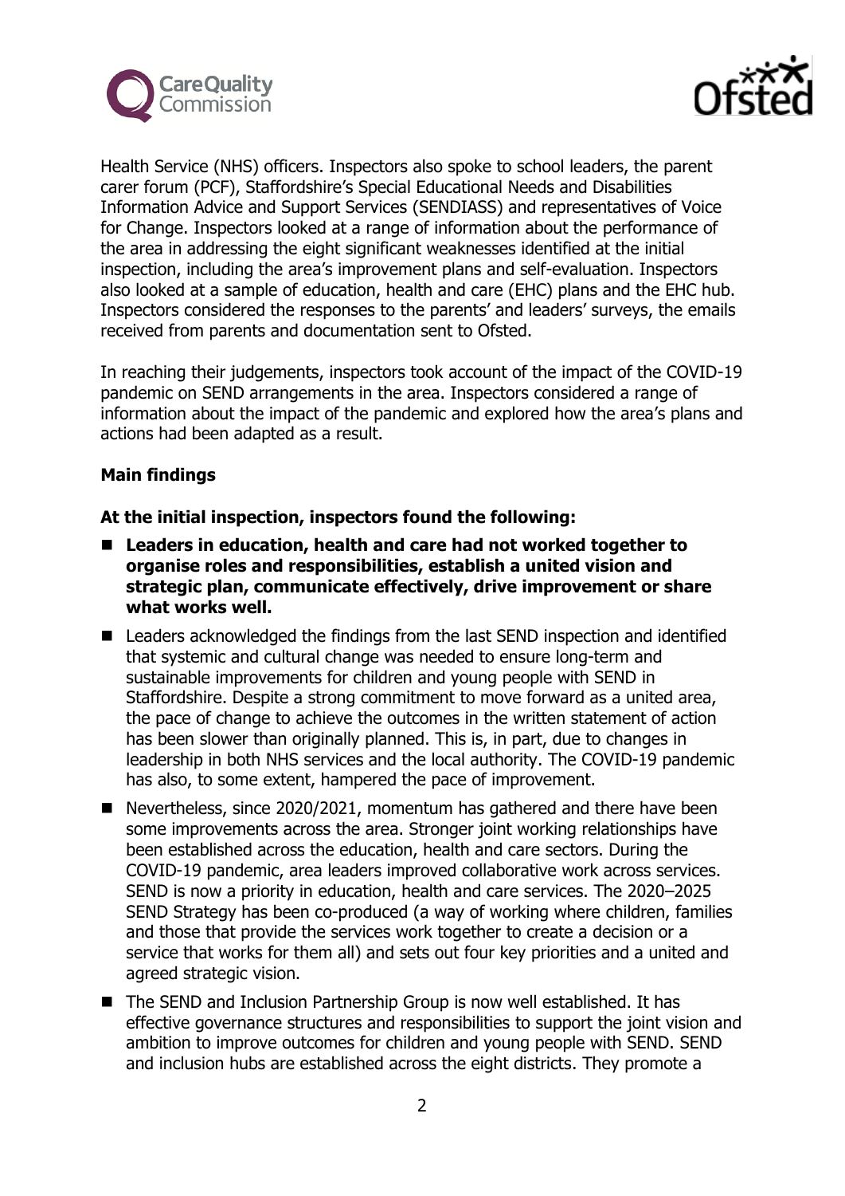Health Service (NHS) officers. Inspectors also spoke to school leaders, the parent carer forum (PCF), Staffordshire's Special Educational Needs and Disabilities Information Advice and Support Services (SENDIASS) and representatives of Voice for Change. Inspectors looked at a range of information about the performance of the area in addressing the eight significant weaknesses identified at the initial inspection, including the area's improvement plans and self-evaluation. Inspectors also looked at a sample of education, health and care (EHC) plans and the EHC hub. Inspectors considered the responses to the parents' and leaders' surveys, the emails received from parents and documentation sent to Ofsted.

In reaching their judgements, inspectors took account of the impact of the COVID-19 pandemic on SEND arrangements in the area. Inspectors considered a range of information about the impact of the pandemic and explored how the area's plans and actions had been adapted as a result.

**Main findings**

**At the initial inspection, inspectors found the following:**

- **Leaders in education, health and care had not worked together to organise roles and responsibilities, establish a united vision and strategic plan, communicate effectively, drive improvement or share what works well.**
- Leaders acknowledged the findings from the last SEND inspection and identified that systemic and cultural change was needed to ensure long-term and sustainable improvements for children and young people with SEND in Staffordshire. Despite a strong commitment to move forward as a united area, the pace of change to achieve the outcomes in the written statement of action has been slower than originally planned. This is, in part, due to changes in leadership in both NHS services and the local authority. The COVID-19 pandemic has also, to some extent, hampered the pace of improvement.
- Nevertheless, since 2020/2021, momentum has gathered and there have been some improvements across the area. Stronger joint working relationships have been established across the education, health and care sectors. During the COVID-19 pandemic, area leaders improved collaborative work across services. SEND is now a priority in education, health and care services. The 2020–2025 SEND Strategy has been co-produced (a way of working where children, families and those that provide the services work together to create a decision or a service that works for them all) and sets out four key priorities and a united and agreed strategic vision.
- The SEND and Inclusion Partnership Group is now well established. It has effective governance structures and responsibilities to support the joint vision and ambition to improve outcomes for children and young people with SEND. SEND and inclusion hubs are established across the eight districts. They promote a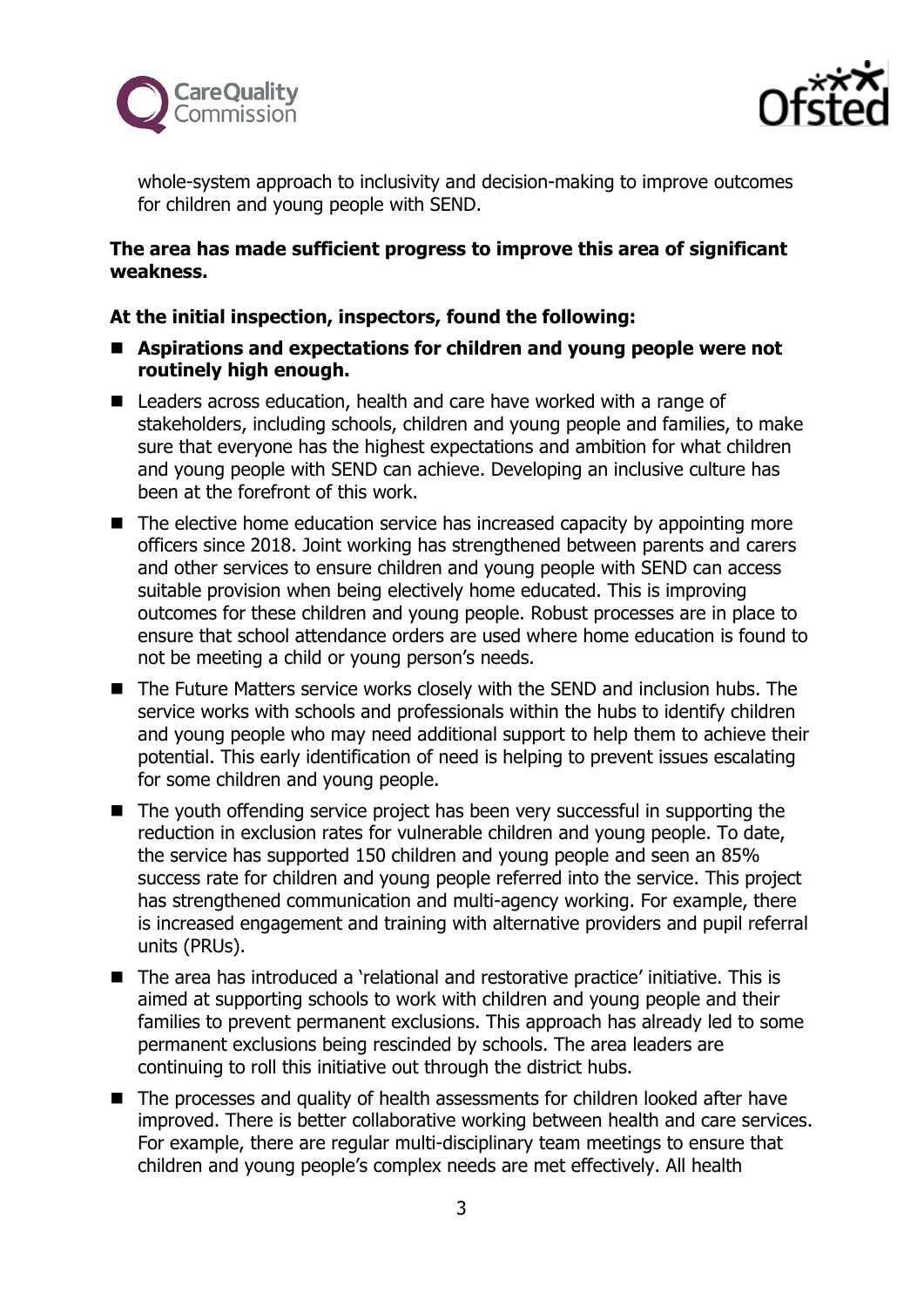whole-system approach to inclusivity and decision-making to improve outcomes for children and young people with SEND.

**The area has made sufficient progress to improve this area of significant weakness.**

**At the initial inspection, inspectors, found the following:**

- **Aspirations and expectations for children and young people were not routinely high enough.**
- Leaders across education, health and care have worked with a range of stakeholders, including schools, children and young people and families, to make sure that everyone has the highest expectations and ambition for what children and young people with SEND can achieve. Developing an inclusive culture has been at the forefront of this work.
- The elective home education service has increased capacity by appointing more officers since 2018. Joint working has strengthened between parents and carers and other services to ensure children and young people with SEND can access suitable provision when being electively home educated. This is improving outcomes for these children and young people. Robust processes are in place to ensure that school attendance orders are used where home education is found to not be meeting a child or young person's needs.
- The Future Matters service works closely with the SEND and inclusion hubs. The service works with schools and professionals within the hubs to identify children and young people who may need additional support to help them to achieve their potential. This early identification of need is helping to prevent issues escalating for some children and young people.
- The youth offending service project has been very successful in supporting the reduction in exclusion rates for vulnerable children and young people. To date, the service has supported 150 children and young people and seen an 85% success rate for children and young people referred into the service. This project has strengthened communication and multi-agency working. For example, there is increased engagement and training with alternative providers and pupil referral units (PRUs).
- The area has introduced a 'relational and restorative practice' initiative. This is aimed at supporting schools to work with children and young people and their families to prevent permanent exclusions. This approach has already led to some permanent exclusions being rescinded by schools. The area leaders are continuing to roll this initiative out through the district hubs.
- The processes and quality of health assessments for children looked after have improved. There is better collaborative working between health and care services. For example, there are regular multi-disciplinary team meetings to ensure that children and young people's complex needs are met effectively. All health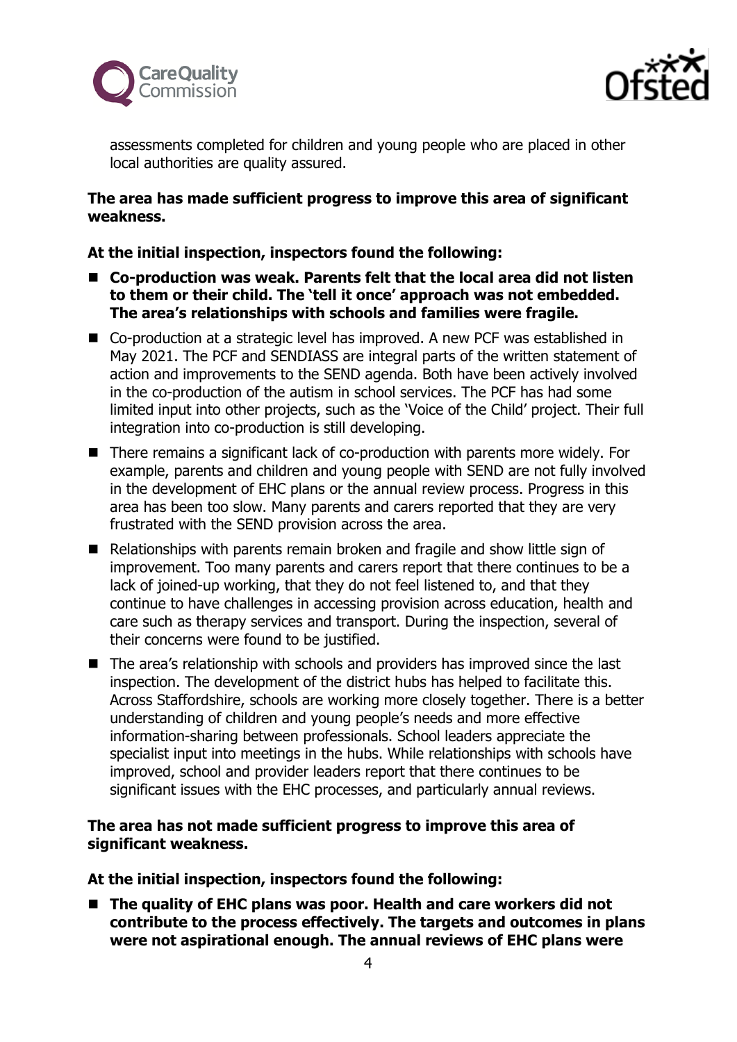assessments completed for children and young people who are placed in other local authorities are quality assured.

**The area has made sufficient progress to improve this area of significant weakness.**

**At the initial inspection, inspectors found the following:**

- **Co-production was weak. Parents felt that the local area did not listen to them or their child. The 'tell it once' approach was not embedded. The area's relationships with schools and families were fragile.**
- Co-production at a strategic level has improved. A new PCF was established in May 2021. The PCF and SENDIASS are integral parts of the written statement of action and improvements to the SEND agenda. Both have been actively involved in the co-production of the autism in school services. The PCF has had some limited input into other projects, such as the 'Voice of the Child' project. Their full integration into co-production is still developing.
- There remains a significant lack of co-production with parents more widely. For example, parents and children and young people with SEND are not fully involved in the development of EHC plans or the annual review process. Progress in this area has been too slow. Many parents and carers reported that they are very frustrated with the SEND provision across the area.
- Relationships with parents remain broken and fragile and show little sign of improvement. Too many parents and carers report that there continues to be a lack of joined-up working, that they do not feel listened to, and that they continue to have challenges in accessing provision across education, health and care such as therapy services and transport. During the inspection, several of their concerns were found to be justified.
- The area's relationship with schools and providers has improved since the last inspection. The development of the district hubs has helped to facilitate this. Across Staffordshire, schools are working more closely together. There is a better understanding of children and young people's needs and more effective information-sharing between professionals. School leaders appreciate the specialist input into meetings in the hubs. While relationships with schools have improved, school and provider leaders report that there continues to be significant issues with the EHC processes, and particularly annual reviews.

**The area has not made sufficient progress to improve this area of significant weakness.**

**At the initial inspection, inspectors found the following:**

- **The quality of EHC plans was poor. Health and care workers did not contribute to the process effectively. The targets and outcomes in plans were not aspirational enough. The annual reviews of EHC plans were**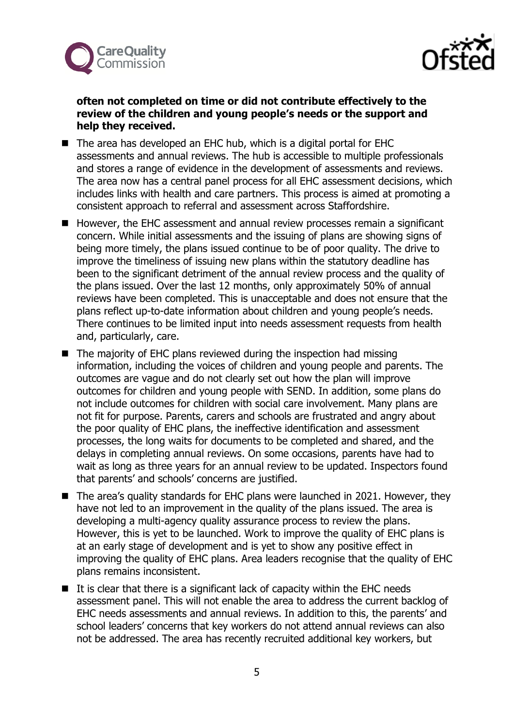**often not completed on time or did not contribute effectively to the review of the children and young people's needs or the support and help they received.**

- The area has developed an EHC hub, which is a digital portal for EHC assessments and annual reviews. The hub is accessible to multiple professionals and stores a range of evidence in the development of assessments and reviews. The area now has a central panel process for all EHC assessment decisions, which includes links with health and care partners. This process is aimed at promoting a consistent approach to referral and assessment across Staffordshire.
- However, the EHC assessment and annual review processes remain a significant concern. While initial assessments and the issuing of plans are showing signs of being more timely, the plans issued continue to be of poor quality. The drive to improve the timeliness of issuing new plans within the statutory deadline has been to the significant detriment of the annual review process and the quality of the plans issued. Over the last 12 months, only approximately 50% of annual reviews have been completed. This is unacceptable and does not ensure that the plans reflect up-to-date information about children and young people's needs. There continues to be limited input into needs assessment requests from health and, particularly, care.
- The majority of EHC plans reviewed during the inspection had missing information, including the voices of children and young people and parents. The outcomes are vague and do not clearly set out how the plan will improve outcomes for children and young people with SEND. In addition, some plans do not include outcomes for children with social care involvement. Many plans are not fit for purpose. Parents, carers and schools are frustrated and angry about the poor quality of EHC plans, the ineffective identification and assessment processes, the long waits for documents to be completed and shared, and the delays in completing annual reviews. On some occasions, parents have had to wait as long as three years for an annual review to be updated. Inspectors found that parents' and schools' concerns are justified.
- The area's quality standards for EHC plans were launched in 2021. However, they have not led to an improvement in the quality of the plans issued. The area is developing a multi-agency quality assurance process to review the plans. However, this is yet to be launched. Work to improve the quality of EHC plans is at an early stage of development and is yet to show any positive effect in improving the quality of EHC plans. Area leaders recognise that the quality of EHC plans remains inconsistent.
- It is clear that there is a significant lack of capacity within the EHC needs assessment panel. This will not enable the area to address the current backlog of EHC needs assessments and annual reviews. In addition to this, the parents' and school leaders' concerns that key workers do not attend annual reviews can also not be addressed. The area has recently recruited additional key workers, but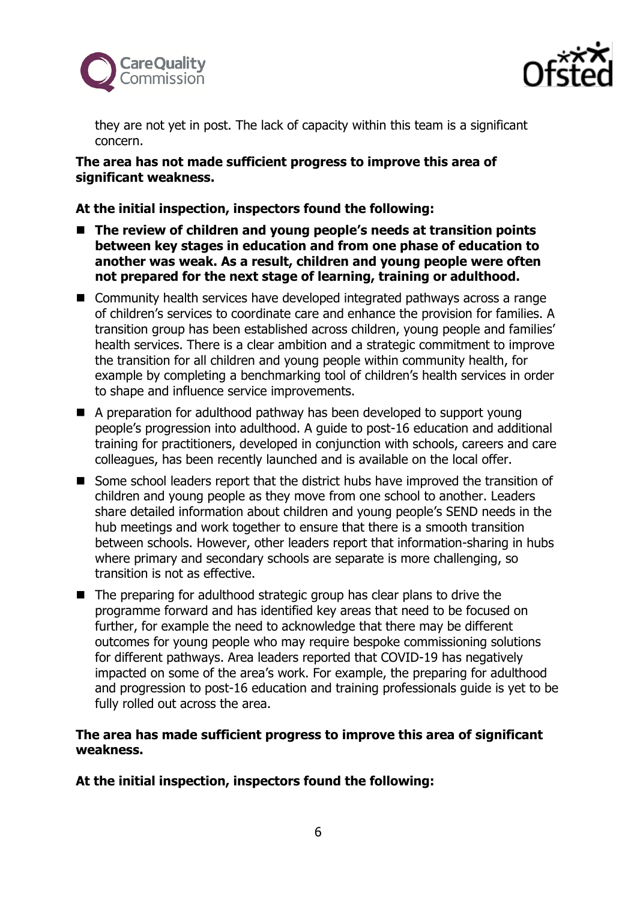they are not yet in post. The lack of capacity within this team is a significant concern.

**The area has not made sufficient progress to improve this area of significant weakness.**

**At the initial inspection, inspectors found the following:**

- **The review of children and young people's needs at transition points between key stages in education and from one phase of education to another was weak. As a result, children and young people were often not prepared for the next stage of learning, training or adulthood.**
- Community health services have developed integrated pathways across a range of children's services to coordinate care and enhance the provision for families. A transition group has been established across children, young people and families' health services. There is a clear ambition and a strategic commitment to improve the transition for all children and young people within community health, for example by completing a benchmarking tool of children's health services in order to shape and influence service improvements.
- A preparation for adulthood pathway has been developed to support young people's progression into adulthood. A guide to post-16 education and additional training for practitioners, developed in conjunction with schools, careers and care colleagues, has been recently launched and is available on the local offer.
- Some school leaders report that the district hubs have improved the transition of children and young people as they move from one school to another. Leaders share detailed information about children and young people's SEND needs in the hub meetings and work together to ensure that there is a smooth transition between schools. However, other leaders report that information-sharing in hubs where primary and secondary schools are separate is more challenging, so transition is not as effective.
- The preparing for adulthood strategic group has clear plans to drive the programme forward and has identified key areas that need to be focused on further, for example the need to acknowledge that there may be different outcomes for young people who may require bespoke commissioning solutions for different pathways. Area leaders reported that COVID-19 has negatively impacted on some of the area's work. For example, the preparing for adulthood and progression to post-16 education and training professionals guide is yet to be fully rolled out across the area.

**The area has made sufficient progress to improve this area of significant weakness.**

**At the initial inspection, inspectors found the following:**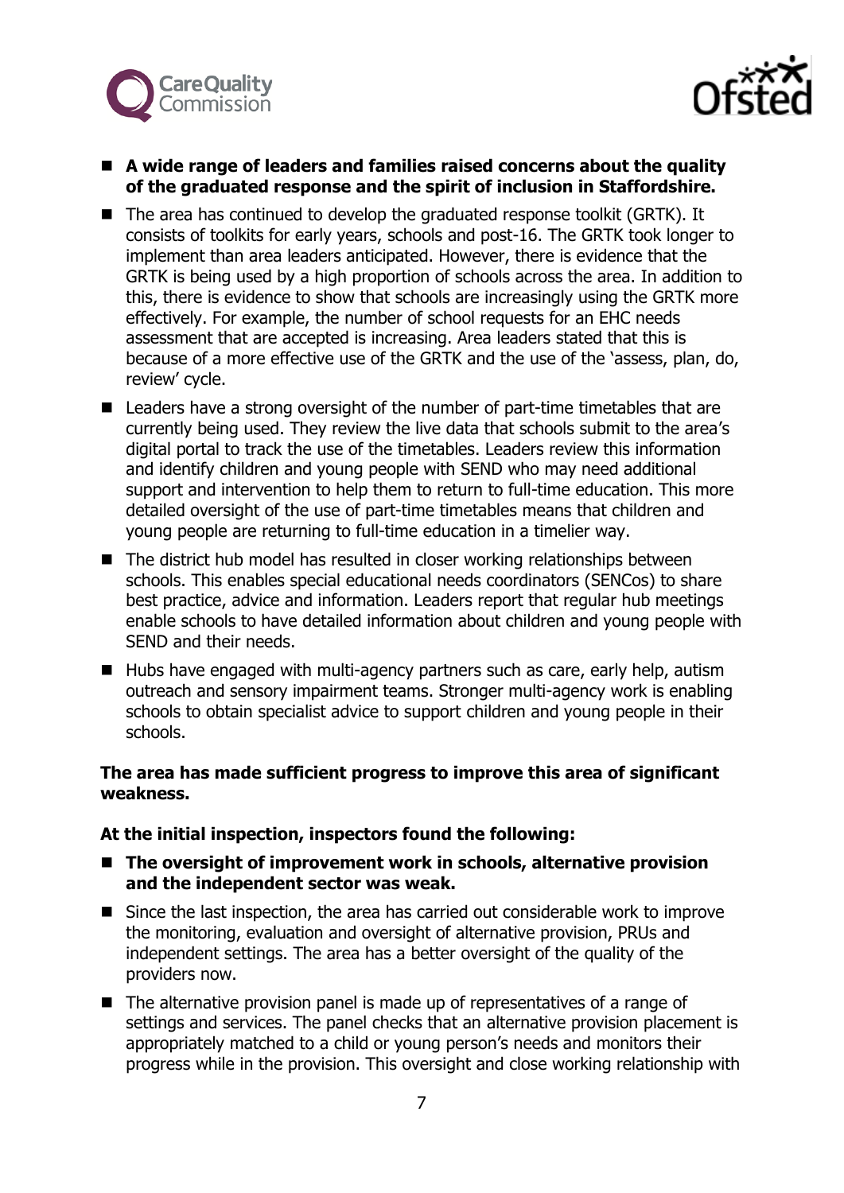- **A wide range of leaders and families raised concerns about the quality of the graduated response and the spirit of inclusion in Staffordshire.**
- The area has continued to develop the graduated response toolkit (GRTK). It consists of toolkits for early years, schools and post-16. The GRTK took longer to implement than area leaders anticipated. However, there is evidence that the GRTK is being used by a high proportion of schools across the area. In addition to this, there is evidence to show that schools are increasingly using the GRTK more effectively. For example, the number of school requests for an EHC needs assessment that are accepted is increasing. Area leaders stated that this is because of a more effective use of the GRTK and the use of the 'assess, plan, do, review' cycle.
- Leaders have a strong oversight of the number of part-time timetables that are currently being used. They review the live data that schools submit to the area's digital portal to track the use of the timetables. Leaders review this information and identify children and young people with SEND who may need additional support and intervention to help them to return to full-time education. This more detailed oversight of the use of part-time timetables means that children and young people are returning to full-time education in a timelier way.
- The district hub model has resulted in closer working relationships between schools. This enables special educational needs coordinators (SENCos) to share best practice, advice and information. Leaders report that regular hub meetings enable schools to have detailed information about children and young people with SEND and their needs.
- Hubs have engaged with multi-agency partners such as care, early help, autism outreach and sensory impairment teams. Stronger multi-agency work is enabling schools to obtain specialist advice to support children and young people in their schools.

**The area has made sufficient progress to improve this area of significant weakness.**

**At the initial inspection, inspectors found the following:**

- **The oversight of improvement work in schools, alternative provision and the independent sector was weak.**
- Since the last inspection, the area has carried out considerable work to improve the monitoring, evaluation and oversight of alternative provision, PRUs and independent settings. The area has a better oversight of the quality of the providers now.
- The alternative provision panel is made up of representatives of a range of settings and services. The panel checks that an alternative provision placement is appropriately matched to a child or young person's needs and monitors their progress while in the provision. This oversight and close working relationship with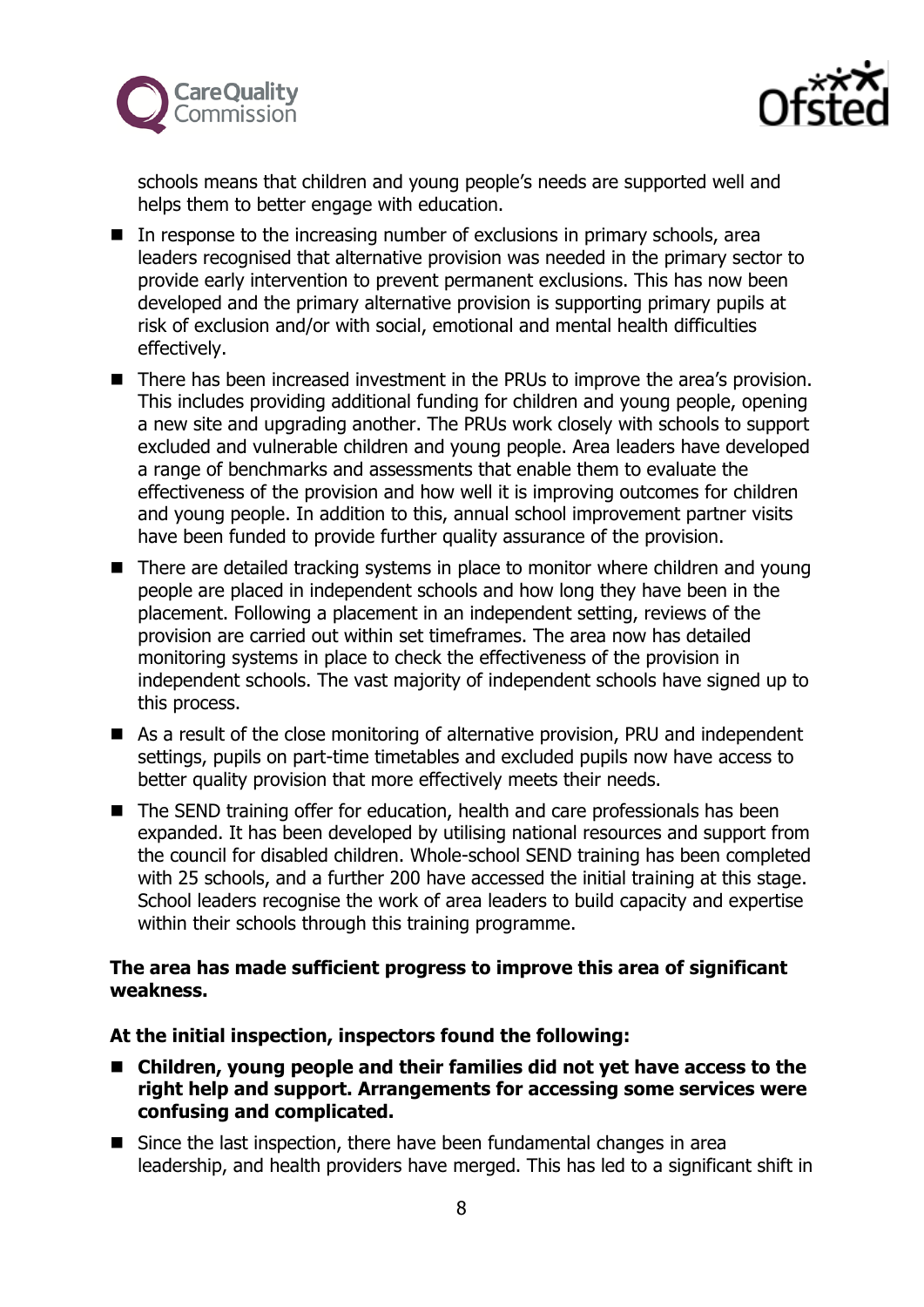schools means that children and young people's needs are supported well and helps them to better engage with education.

- In response to the increasing number of exclusions in primary schools, area leaders recognised that alternative provision was needed in the primary sector to provide early intervention to prevent permanent exclusions. This has now been developed and the primary alternative provision is supporting primary pupils at risk of exclusion and/or with social, emotional and mental health difficulties effectively.
- There has been increased investment in the PRUs to improve the area's provision. This includes providing additional funding for children and young people, opening a new site and upgrading another. The PRUs work closely with schools to support excluded and vulnerable children and young people. Area leaders have developed a range of benchmarks and assessments that enable them to evaluate the effectiveness of the provision and how well it is improving outcomes for children and young people. In addition to this, annual school improvement partner visits have been funded to provide further quality assurance of the provision.
- There are detailed tracking systems in place to monitor where children and young people are placed in independent schools and how long they have been in the placement. Following a placement in an independent setting, reviews of the provision are carried out within set timeframes. The area now has detailed monitoring systems in place to check the effectiveness of the provision in independent schools. The vast majority of independent schools have signed up to this process.
- As a result of the close monitoring of alternative provision, PRU and independent settings, pupils on part-time timetables and excluded pupils now have access to better quality provision that more effectively meets their needs.
- The SEND training offer for education, health and care professionals has been expanded. It has been developed by utilising national resources and support from the council for disabled children. Whole-school SEND training has been completed with 25 schools, and a further 200 have accessed the initial training at this stage. School leaders recognise the work of area leaders to build capacity and expertise within their schools through this training programme.

**The area has made sufficient progress to improve this area of significant weakness.**

**At the initial inspection, inspectors found the following:**

- **Children, young people and their families did not yet have access to the right help and support. Arrangements for accessing some services were confusing and complicated.**
- Since the last inspection, there have been fundamental changes in area leadership, and health providers have merged. This has led to a significant shift in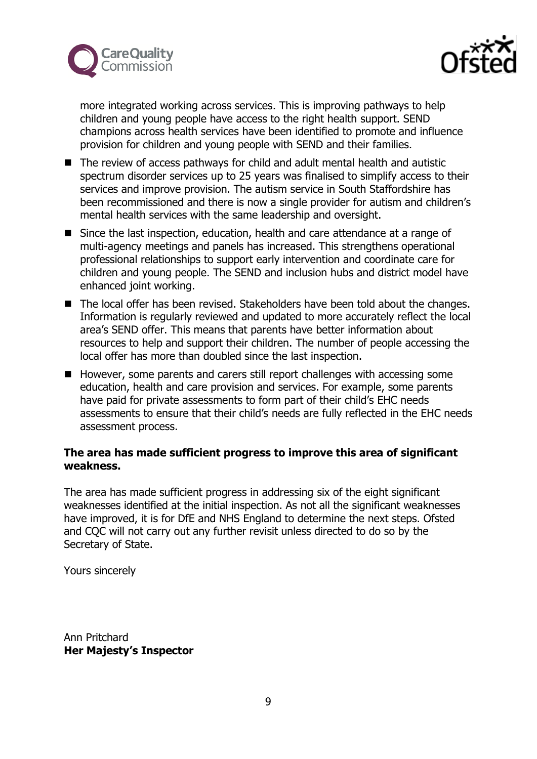more integrated working across services. This is improving pathways to help children and young people have access to the right health support. SEND champions across health services have been identified to promote and influence provision for children and young people with SEND and their families.

- The review of access pathways for child and adult mental health and autistic spectrum disorder services up to 25 years was finalised to simplify access to their services and improve provision. The autism service in South Staffordshire has been recommissioned and there is now a single provider for autism and children's mental health services with the same leadership and oversight.
- Since the last inspection, education, health and care attendance at a range of multi-agency meetings and panels has increased. This strengthens operational professional relationships to support early intervention and coordinate care for children and young people. The SEND and inclusion hubs and district model have enhanced joint working.
- The local offer has been revised. Stakeholders have been told about the changes. Information is regularly reviewed and updated to more accurately reflect the local area's SEND offer. This means that parents have better information about resources to help and support their children. The number of people accessing the local offer has more than doubled since the last inspection.
- However, some parents and carers still report challenges with accessing some education, health and care provision and services. For example, some parents have paid for private assessments to form part of their child's EHC needs assessments to ensure that their child's needs are fully reflected in the EHC needs assessment process.

**The area has made sufficient progress to improve this area of significant weakness.**

The area has made sufficient progress in addressing six of the eight significant weaknesses identified at the initial inspection. As not all the significant weaknesses have improved, it is for DfE and NHS England to determine the next steps. Ofsted and CQC will not carry out any further revisit unless directed to do so by the Secretary of State.

Yours sincerely

Ann Pritchard
**Her Majesty's Inspector**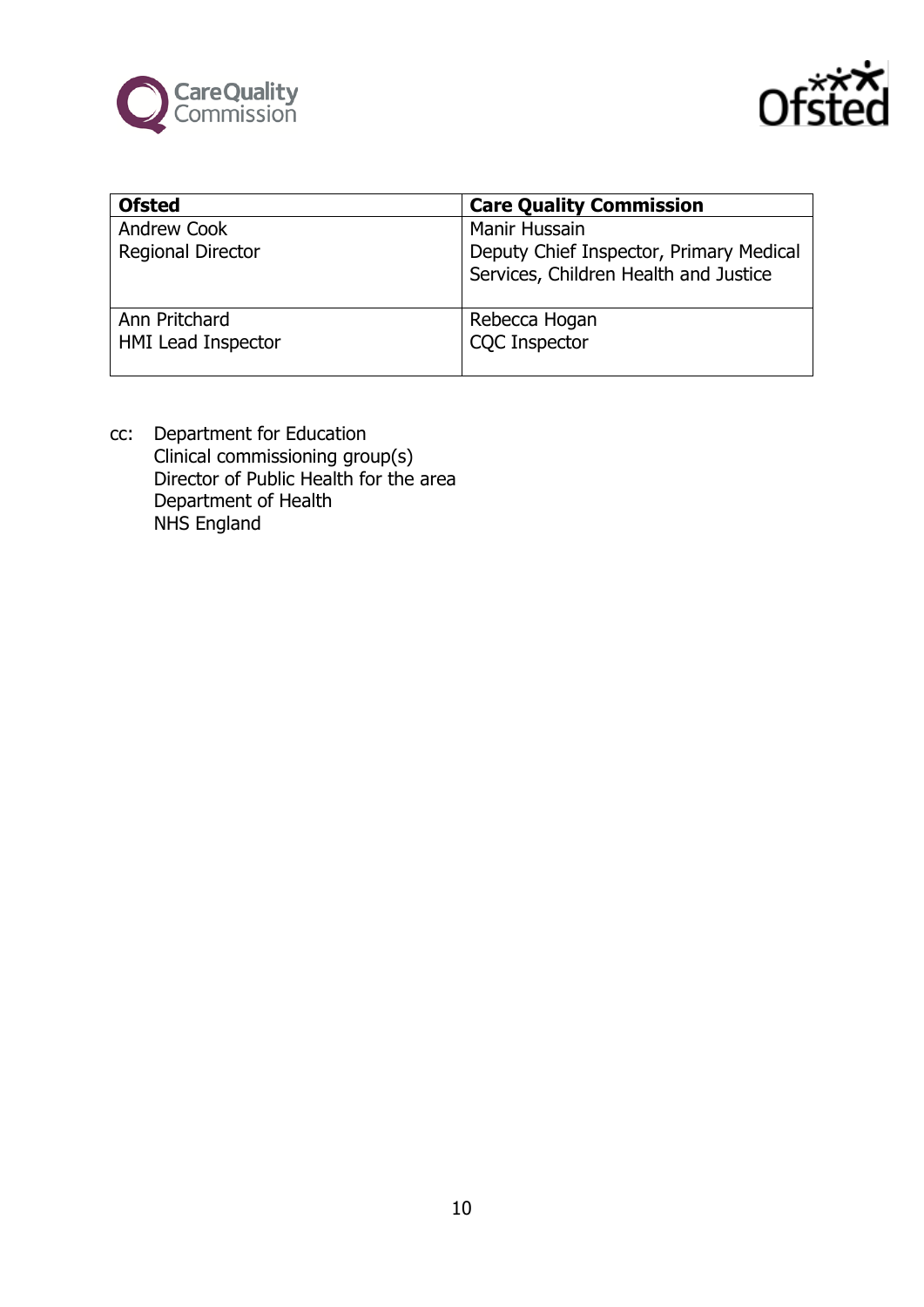| Ofsted | Care Quality Commission |
|---|---|
| Andrew Cook<br>Regional Director | Manir Hussain<br>Deputy Chief Inspector, Primary Medical Services, Children Health and Justice |
| Ann Pritchard<br>HMI Lead Inspector | Rebecca Hogan<br>CQC Inspector |

cc: Department for Education
Clinical commissioning group(s)
Director of Public Health for the area
Department of Health
NHS England